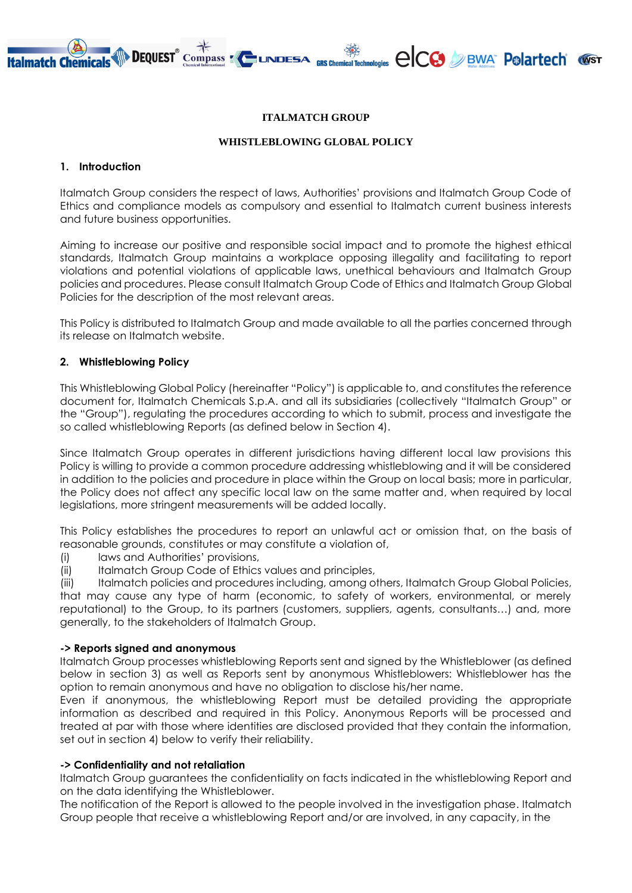**ITALMATCH GROUP**

**WHISTLEBLOWING GLOBAL POLICY**

## 1. Introduction

Italmatch Group considers the respect of laws, Authorities' provisions and Italmatch Group Code of Ethics and compliance models as compulsory and essential to Italmatch current business interests and future business opportunities.

Aiming to increase our positive and responsible social impact and to promote the highest ethical standards, Italmatch Group maintains a workplace opposing illegality and facilitating to report violations and potential violations of applicable laws, unethical behaviours and Italmatch Group policies and procedures. Please consult Italmatch Group Code of Ethics and Italmatch Group Global Policies for the description of the most relevant areas.

This Policy is distributed to Italmatch Group and made available to all the parties concerned through its release on Italmatch website.

## 2. Whistleblowing Policy

This Whistleblowing Global Policy (hereinafter "Policy") is applicable to, and constitutes the reference document for, Italmatch Chemicals S.p.A. and all its subsidiaries (collectively "Italmatch Group" or the "Group"), regulating the procedures according to which to submit, process and investigate the so called whistleblowing Reports (as defined below in Section 4).

Since Italmatch Group operates in different jurisdictions having different local law provisions this Policy is willing to provide a common procedure addressing whistleblowing and it will be considered in addition to the policies and procedure in place within the Group on local basis; more in particular, the Policy does not affect any specific local law on the same matter and, when required by local legislations, more stringent measurements will be added locally.

This Policy establishes the procedures to report an unlawful act or omission that, on the basis of reasonable grounds, constitutes or may constitute a violation of,

(i) laws and Authorities' provisions,
(ii) Italmatch Group Code of Ethics values and principles,
(iii) Italmatch policies and procedures including, among others, Italmatch Group Global Policies,

that may cause any type of harm (economic, to safety of workers, environmental, or merely reputational) to the Group, to its partners (customers, suppliers, agents, consultants…) and, more generally, to the stakeholders of Italmatch Group.

**-> Reports signed and anonymous**

Italmatch Group processes whistleblowing Reports sent and signed by the Whistleblower (as defined below in section 3) as well as Reports sent by anonymous Whistleblowers: Whistleblower has the option to remain anonymous and have no obligation to disclose his/her name.

Even if anonymous, the whistleblowing Report must be detailed providing the appropriate information as described and required in this Policy. Anonymous Reports will be processed and treated at par with those where identities are disclosed provided that they contain the information, set out in section 4) below to verify their reliability.

**-> Confidentiality and not retaliation**

Italmatch Group guarantees the confidentiality on facts indicated in the whistleblowing Report and on the data identifying the Whistleblower.

The notification of the Report is allowed to the people involved in the investigation phase. Italmatch Group people that receive a whistleblowing Report and/or are involved, in any capacity, in the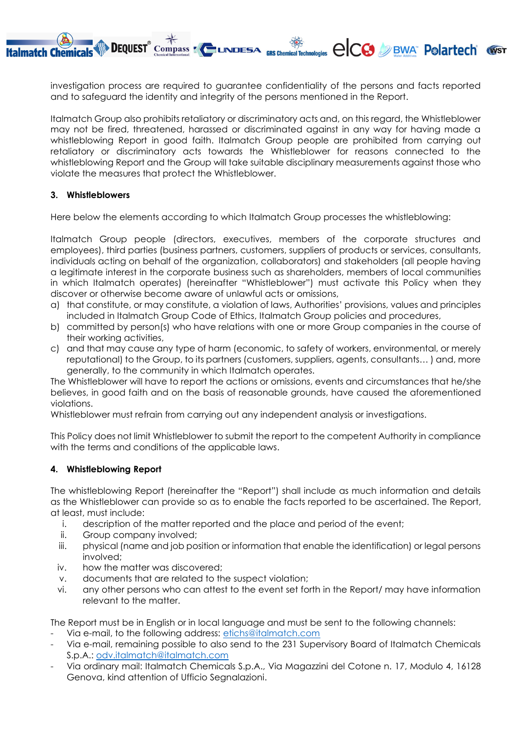investigation process are required to guarantee confidentiality of the persons and facts reported and to safeguard the identity and integrity of the persons mentioned in the Report.

Italmatch Group also prohibits retaliatory or discriminatory acts and, on this regard, the Whistleblower may not be fired, threatened, harassed or discriminated against in any way for having made a whistleblowing Report in good faith. Italmatch Group people are prohibited from carrying out retaliatory or discriminatory acts towards the Whistleblower for reasons connected to the whistleblowing Report and the Group will take suitable disciplinary measurements against those who violate the measures that protect the Whistleblower.

### 3. Whistleblowers

Here below the elements according to which Italmatch Group processes the whistleblowing:

Italmatch Group people (directors, executives, members of the corporate structures and employees), third parties (business partners, customers, suppliers of products or services, consultants, individuals acting on behalf of the organization, collaborators) and stakeholders (all people having a legitimate interest in the corporate business such as shareholders, members of local communities in which Italmatch operates) (hereinafter "Whistleblower") must activate this Policy when they discover or otherwise become aware of unlawful acts or omissions,

a) that constitute, or may constitute, a violation of laws, Authorities' provisions, values and principles included in Italmatch Group Code of Ethics, Italmatch Group policies and procedures,
b) committed by person(s) who have relations with one or more Group companies in the course of their working activities,
c) and that may cause any type of harm (economic, to safety of workers, environmental, or merely reputational) to the Group, to its partners (customers, suppliers, agents, consultants… ) and, more generally, to the community in which Italmatch operates.

The Whistleblower will have to report the actions or omissions, events and circumstances that he/she believes, in good faith and on the basis of reasonable grounds, have caused the aforementioned violations.
Whistleblower must refrain from carrying out any independent analysis or investigations.

This Policy does not limit Whistleblower to submit the report to the competent Authority in compliance with the terms and conditions of the applicable laws.

### 4. Whistleblowing Report

The whistleblowing Report (hereinafter the "Report") shall include as much information and details as the Whistleblower can provide so as to enable the facts reported to be ascertained. The Report, at least, must include:

i. description of the matter reported and the place and period of the event;
ii. Group company involved;
iii. physical (name and job position or information that enable the identification) or legal persons involved;
iv. how the matter was discovered;
v. documents that are related to the suspect violation;
vi. any other persons who can attest to the event set forth in the Report/ may have information relevant to the matter.

The Report must be in English or in local language and must be sent to the following channels:

- Via e-mail, to the following address: etichs@italmatch.com
- Via e-mail, remaining possible to also send to the 231 Supervisory Board of Italmatch Chemicals S.p.A.: odv.italmatch@italmatch.com
- Via ordinary mail: Italmatch Chemicals S.p.A., Via Magazzini del Cotone n. 17, Modulo 4, 16128 Genova, kind attention of Ufficio Segnalazioni.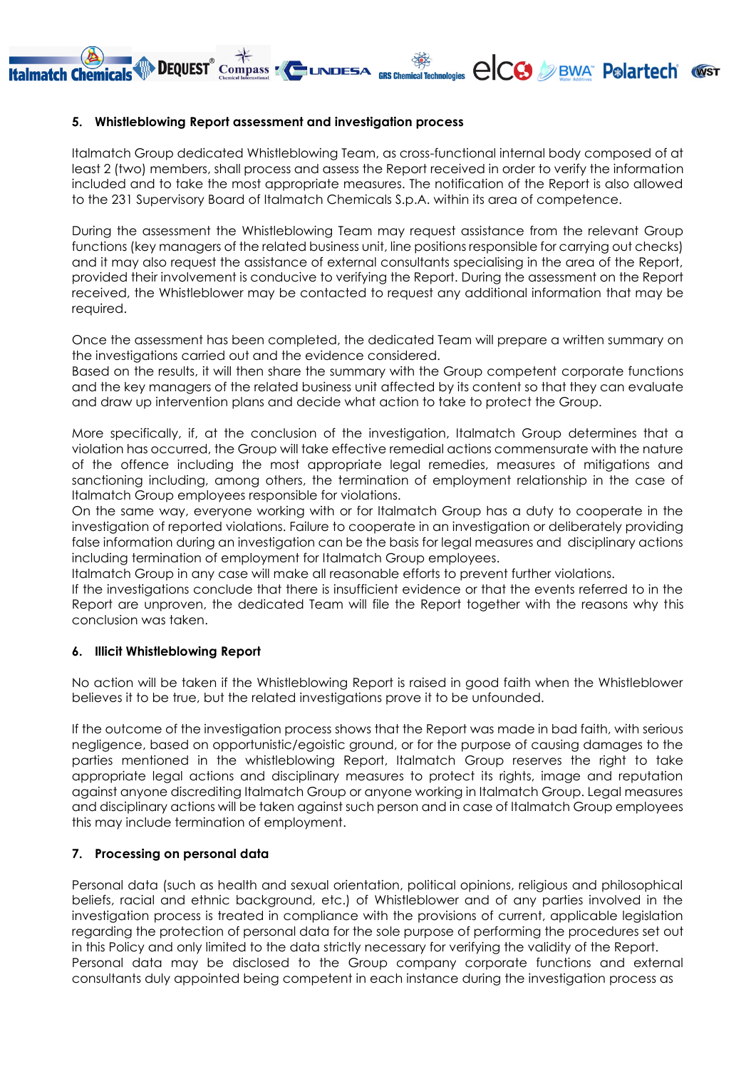### 5. Whistleblowing Report assessment and investigation process

Italmatch Group dedicated Whistleblowing Team, as cross-functional internal body composed of at least 2 (two) members, shall process and assess the Report received in order to verify the information included and to take the most appropriate measures. The notification of the Report is also allowed to the 231 Supervisory Board of Italmatch Chemicals S.p.A. within its area of competence.

During the assessment the Whistleblowing Team may request assistance from the relevant Group functions (key managers of the related business unit, line positions responsible for carrying out checks) and it may also request the assistance of external consultants specialising in the area of the Report, provided their involvement is conducive to verifying the Report. During the assessment on the Report received, the Whistleblower may be contacted to request any additional information that may be required.

Once the assessment has been completed, the dedicated Team will prepare a written summary on the investigations carried out and the evidence considered.
Based on the results, it will then share the summary with the Group competent corporate functions and the key managers of the related business unit affected by its content so that they can evaluate and draw up intervention plans and decide what action to take to protect the Group.

More specifically, if, at the conclusion of the investigation, Italmatch Group determines that a violation has occurred, the Group will take effective remedial actions commensurate with the nature of the offence including the most appropriate legal remedies, measures of mitigations and sanctioning including, among others, the termination of employment relationship in the case of Italmatch Group employees responsible for violations.
On the same way, everyone working with or for Italmatch Group has a duty to cooperate in the investigation of reported violations. Failure to cooperate in an investigation or deliberately providing false information during an investigation can be the basis for legal measures and disciplinary actions including termination of employment for Italmatch Group employees.
Italmatch Group in any case will make all reasonable efforts to prevent further violations.
If the investigations conclude that there is insufficient evidence or that the events referred to in the Report are unproven, the dedicated Team will file the Report together with the reasons why this conclusion was taken.

### 6. Illicit Whistleblowing Report

No action will be taken if the Whistleblowing Report is raised in good faith when the Whistleblower believes it to be true, but the related investigations prove it to be unfounded.

If the outcome of the investigation process shows that the Report was made in bad faith, with serious negligence, based on opportunistic/egoistic ground, or for the purpose of causing damages to the parties mentioned in the whistleblowing Report, Italmatch Group reserves the right to take appropriate legal actions and disciplinary measures to protect its rights, image and reputation against anyone discrediting Italmatch Group or anyone working in Italmatch Group. Legal measures and disciplinary actions will be taken against such person and in case of Italmatch Group employees this may include termination of employment.

### 7. Processing on personal data

Personal data (such as health and sexual orientation, political opinions, religious and philosophical beliefs, racial and ethnic background, etc.) of Whistleblower and of any parties involved in the investigation process is treated in compliance with the provisions of current, applicable legislation regarding the protection of personal data for the sole purpose of performing the procedures set out in this Policy and only limited to the data strictly necessary for verifying the validity of the Report.
Personal data may be disclosed to the Group company corporate functions and external consultants duly appointed being competent in each instance during the investigation process as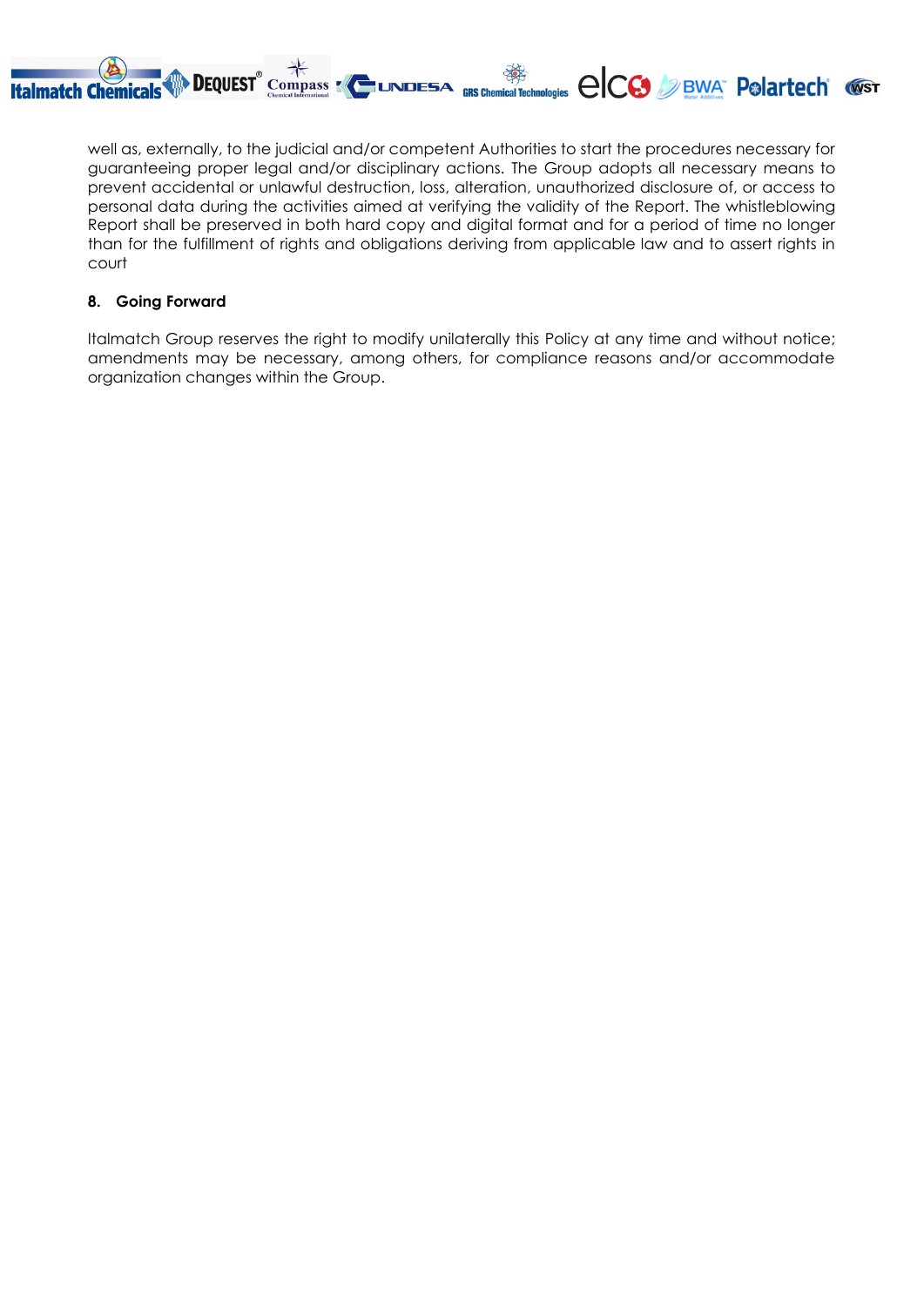well as, externally, to the judicial and/or competent Authorities to start the procedures necessary for guaranteeing proper legal and/or disciplinary actions. The Group adopts all necessary means to prevent accidental or unlawful destruction, loss, alteration, unauthorized disclosure of, or access to personal data during the activities aimed at verifying the validity of the Report. The whistleblowing Report shall be preserved in both hard copy and digital format and for a period of time no longer than for the fulfillment of rights and obligations deriving from applicable law and to assert rights in court

## 8. Going Forward

Italmatch Group reserves the right to modify unilaterally this Policy at any time and without notice; amendments may be necessary, among others, for compliance reasons and/or accommodate organization changes within the Group.